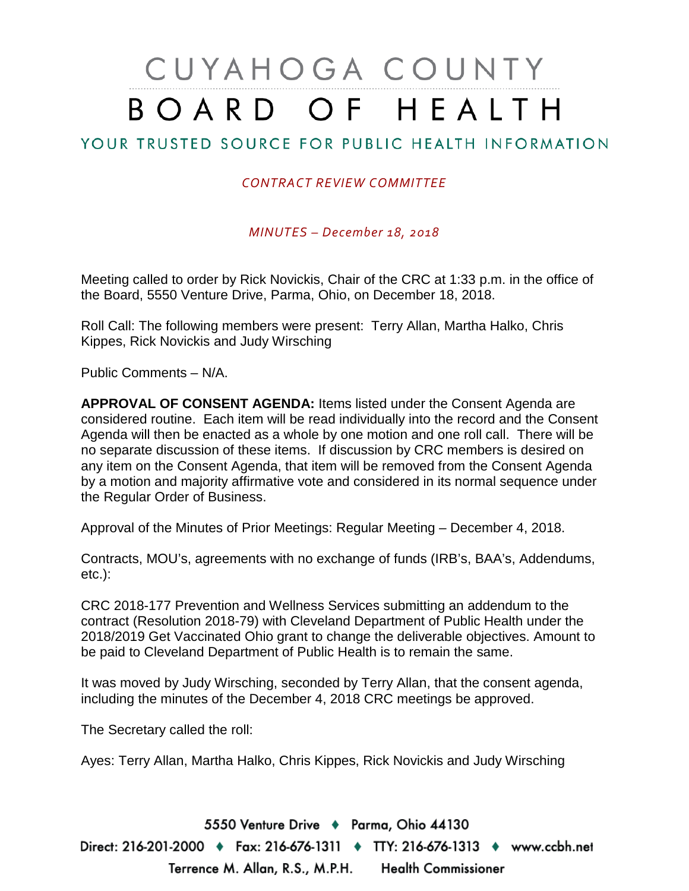# CUYAHOGA COUNTY BOARD OF HEALTH

## YOUR TRUSTED SOURCE FOR PUBLIC HEALTH INFORMATION

*CONTRACT REVIEW COMMITTEE*

*MINUTES – December 18, 2018*

Meeting called to order by Rick Novickis, Chair of the CRC at 1:33 p.m. in the office of the Board, 5550 Venture Drive, Parma, Ohio, on December 18, 2018.

Roll Call: The following members were present: Terry Allan, Martha Halko, Chris Kippes, Rick Novickis and Judy Wirsching

Public Comments – N/A.

**APPROVAL OF CONSENT AGENDA:** Items listed under the Consent Agenda are considered routine. Each item will be read individually into the record and the Consent Agenda will then be enacted as a whole by one motion and one roll call. There will be no separate discussion of these items. If discussion by CRC members is desired on any item on the Consent Agenda, that item will be removed from the Consent Agenda by a motion and majority affirmative vote and considered in its normal sequence under the Regular Order of Business.

Approval of the Minutes of Prior Meetings: Regular Meeting – December 4, 2018.

Contracts, MOU's, agreements with no exchange of funds (IRB's, BAA's, Addendums, etc.):

CRC 2018-177 Prevention and Wellness Services submitting an addendum to the contract (Resolution 2018-79) with Cleveland Department of Public Health under the 2018/2019 Get Vaccinated Ohio grant to change the deliverable objectives. Amount to be paid to Cleveland Department of Public Health is to remain the same.

It was moved by Judy Wirsching, seconded by Terry Allan, that the consent agenda, including the minutes of the December 4, 2018 CRC meetings be approved.

The Secretary called the roll:

Ayes: Terry Allan, Martha Halko, Chris Kippes, Rick Novickis and Judy Wirsching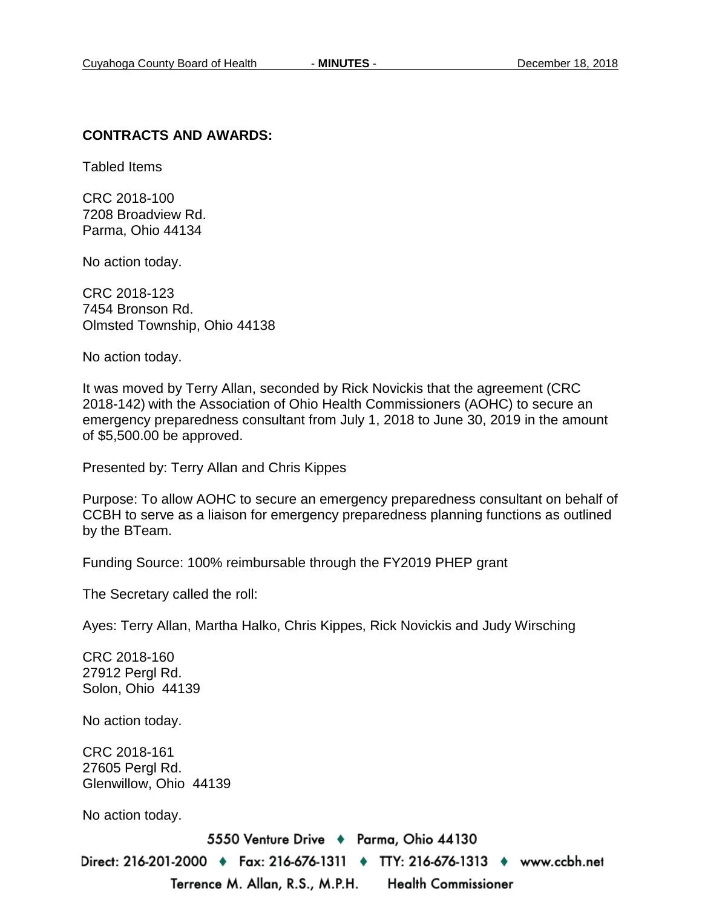**CONTRACTS AND AWARDS:**

Tabled Items

CRC 2018-100
7208 Broadview Rd.
Parma, Ohio 44134

No action today.

CRC 2018-123
7454 Bronson Rd.
Olmsted Township, Ohio 44138

No action today.

It was moved by Terry Allan, seconded by Rick Novickis that the agreement (CRC 2018-142) with the Association of Ohio Health Commissioners (AOHC) to secure an emergency preparedness consultant from July 1, 2018 to June 30, 2019 in the amount of $5,500.00 be approved.

Presented by: Terry Allan and Chris Kippes

Purpose: To allow AOHC to secure an emergency preparedness consultant on behalf of CCBH to serve as a liaison for emergency preparedness planning functions as outlined by the BTeam.

Funding Source: 100% reimbursable through the FY2019 PHEP grant

The Secretary called the roll:

Ayes: Terry Allan, Martha Halko, Chris Kippes, Rick Novickis and Judy Wirsching

CRC 2018-160
27912 Pergl Rd.
Solon, Ohio 44139

No action today.

CRC 2018-161
27605 Pergl Rd.
Glenwillow, Ohio 44139

No action today.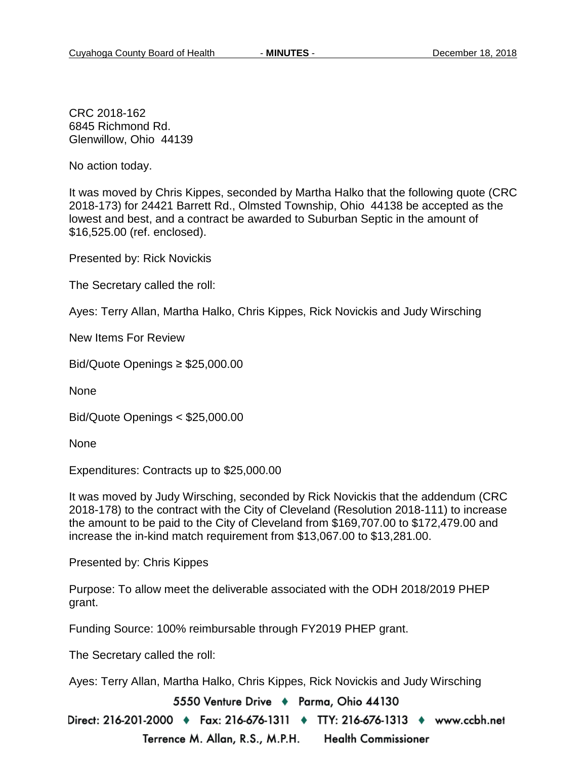CRC 2018-162
6845 Richmond Rd.
Glenwillow, Ohio 44139

No action today.

It was moved by Chris Kippes, seconded by Martha Halko that the following quote (CRC 2018-173) for 24421 Barrett Rd., Olmsted Township, Ohio 44138 be accepted as the lowest and best, and a contract be awarded to Suburban Septic in the amount of $16,525.00 (ref. enclosed).

Presented by: Rick Novickis

The Secretary called the roll:

Ayes: Terry Allan, Martha Halko, Chris Kippes, Rick Novickis and Judy Wirsching

New Items For Review

Bid/Quote Openings ≥ $25,000.00

None

Bid/Quote Openings < $25,000.00

None

Expenditures: Contracts up to $25,000.00

It was moved by Judy Wirsching, seconded by Rick Novickis that the addendum (CRC 2018-178) to the contract with the City of Cleveland (Resolution 2018-111) to increase the amount to be paid to the City of Cleveland from $169,707.00 to $172,479.00 and increase the in-kind match requirement from $13,067.00 to $13,281.00.

Presented by: Chris Kippes

Purpose: To allow meet the deliverable associated with the ODH 2018/2019 PHEP grant.

Funding Source: 100% reimbursable through FY2019 PHEP grant.

The Secretary called the roll:

Ayes: Terry Allan, Martha Halko, Chris Kippes, Rick Novickis and Judy Wirsching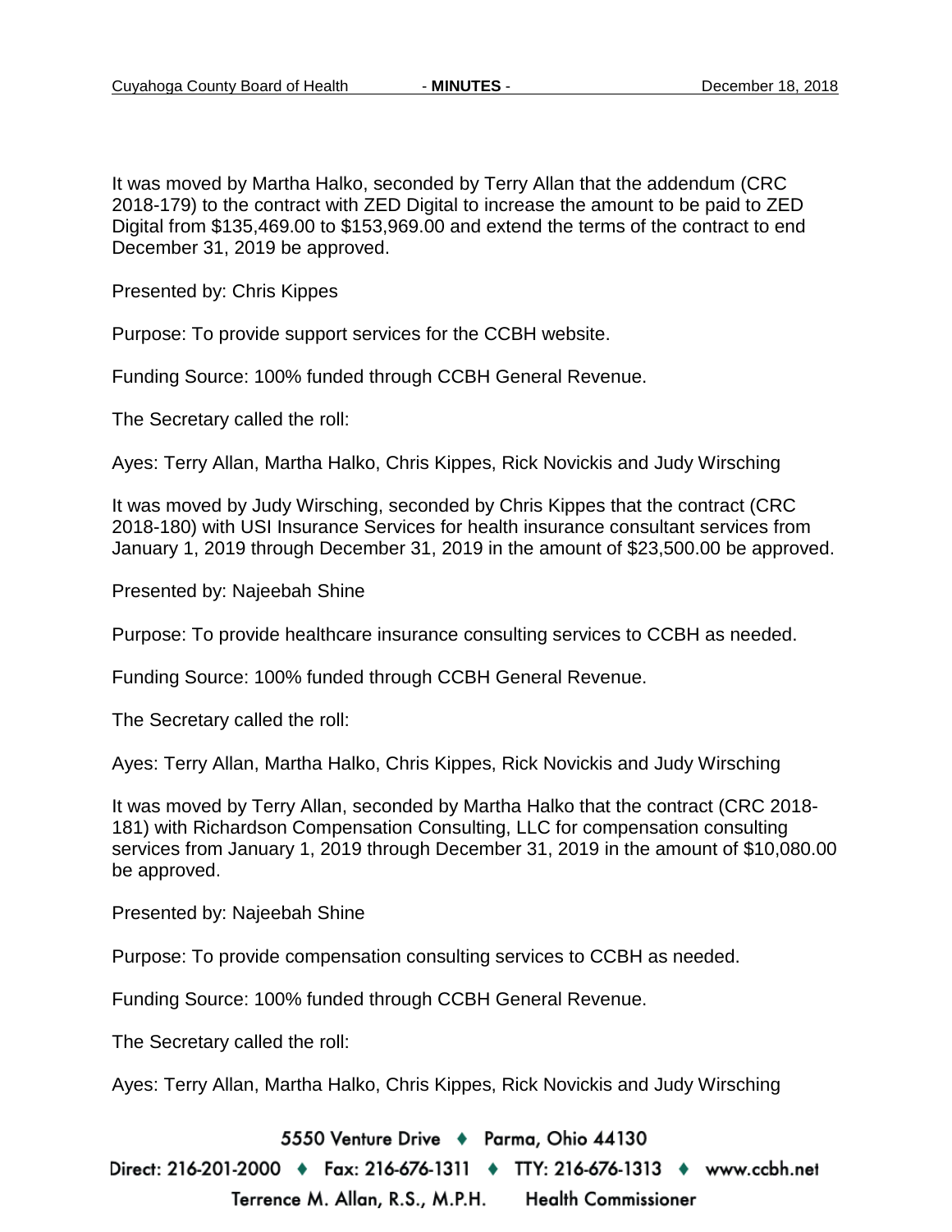It was moved by Martha Halko, seconded by Terry Allan that the addendum (CRC 2018-179) to the contract with ZED Digital to increase the amount to be paid to ZED Digital from $135,469.00 to $153,969.00 and extend the terms of the contract to end December 31, 2019 be approved.

Presented by: Chris Kippes

Purpose: To provide support services for the CCBH website.

Funding Source: 100% funded through CCBH General Revenue.

The Secretary called the roll:

Ayes: Terry Allan, Martha Halko, Chris Kippes, Rick Novickis and Judy Wirsching

It was moved by Judy Wirsching, seconded by Chris Kippes that the contract (CRC 2018-180) with USI Insurance Services for health insurance consultant services from January 1, 2019 through December 31, 2019 in the amount of $23,500.00 be approved.

Presented by: Najeebah Shine

Purpose: To provide healthcare insurance consulting services to CCBH as needed.

Funding Source: 100% funded through CCBH General Revenue.

The Secretary called the roll:

Ayes: Terry Allan, Martha Halko, Chris Kippes, Rick Novickis and Judy Wirsching

It was moved by Terry Allan, seconded by Martha Halko that the contract (CRC 2018-181) with Richardson Compensation Consulting, LLC for compensation consulting services from January 1, 2019 through December 31, 2019 in the amount of $10,080.00 be approved.

Presented by: Najeebah Shine

Purpose: To provide compensation consulting services to CCBH as needed.

Funding Source: 100% funded through CCBH General Revenue.

The Secretary called the roll:

Ayes: Terry Allan, Martha Halko, Chris Kippes, Rick Novickis and Judy Wirsching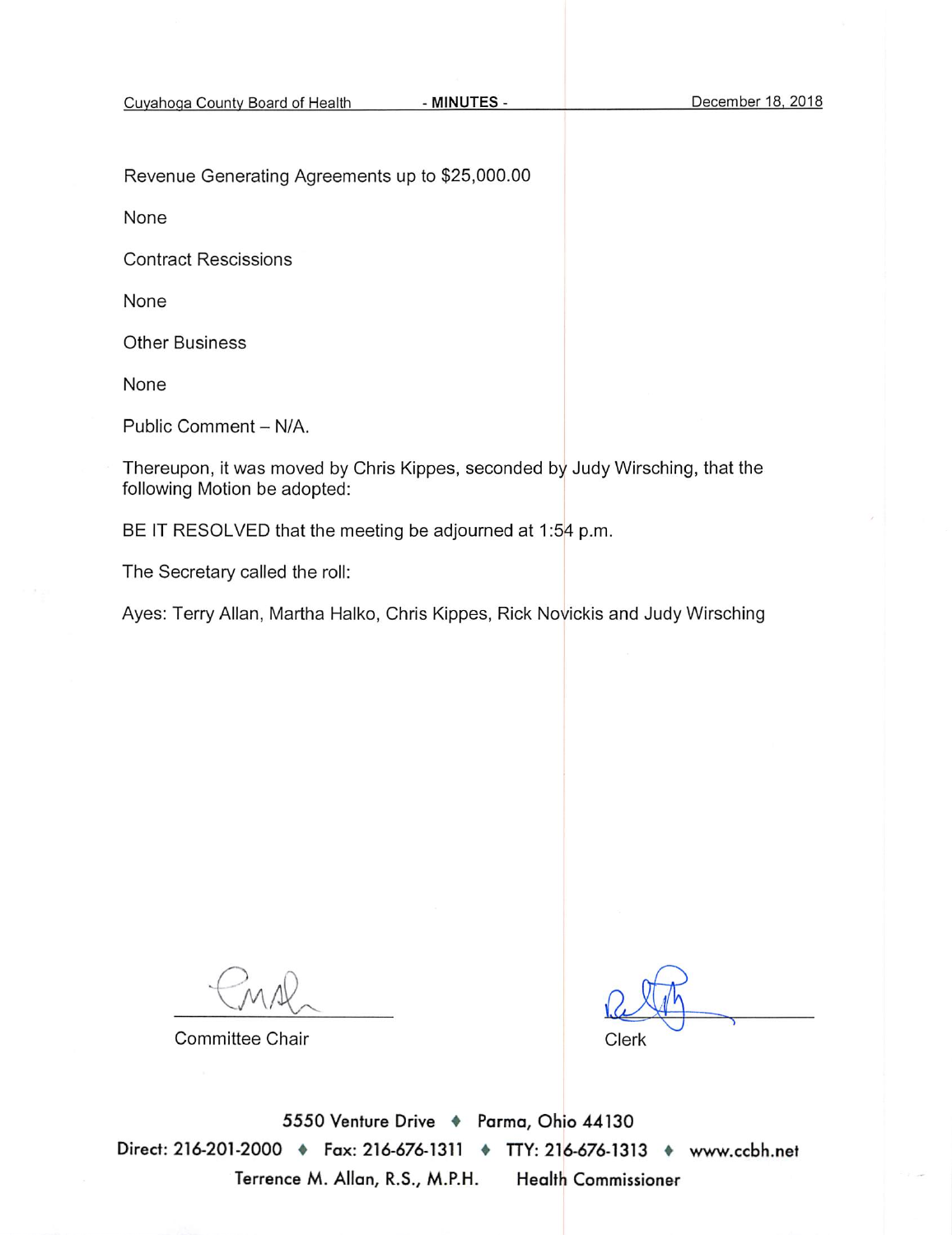Revenue Generating Agreements up to $25,000.00

None

Contract Rescissions

None

Other Business

None

Public Comment – N/A.

Thereupon, it was moved by Chris Kippes, seconded by Judy Wirsching, that the following Motion be adopted:

BE IT RESOLVED that the meeting be adjourned at 1:54 p.m.

The Secretary called the roll:

Ayes: Terry Allan, Martha Halko, Chris Kippes, Rick Novickis and Judy Wirsching

Committee Chair

Clerk

5550 Venture Drive ♦ Parma, Ohio 44130

Direct: 216-201-2000 ♦ Fax: 216-676-1311 ♦ TTY: 216-676-1313 ♦ www.ccbh.net

Terrence M. Allan, R.S., M.P.H. Health Commissioner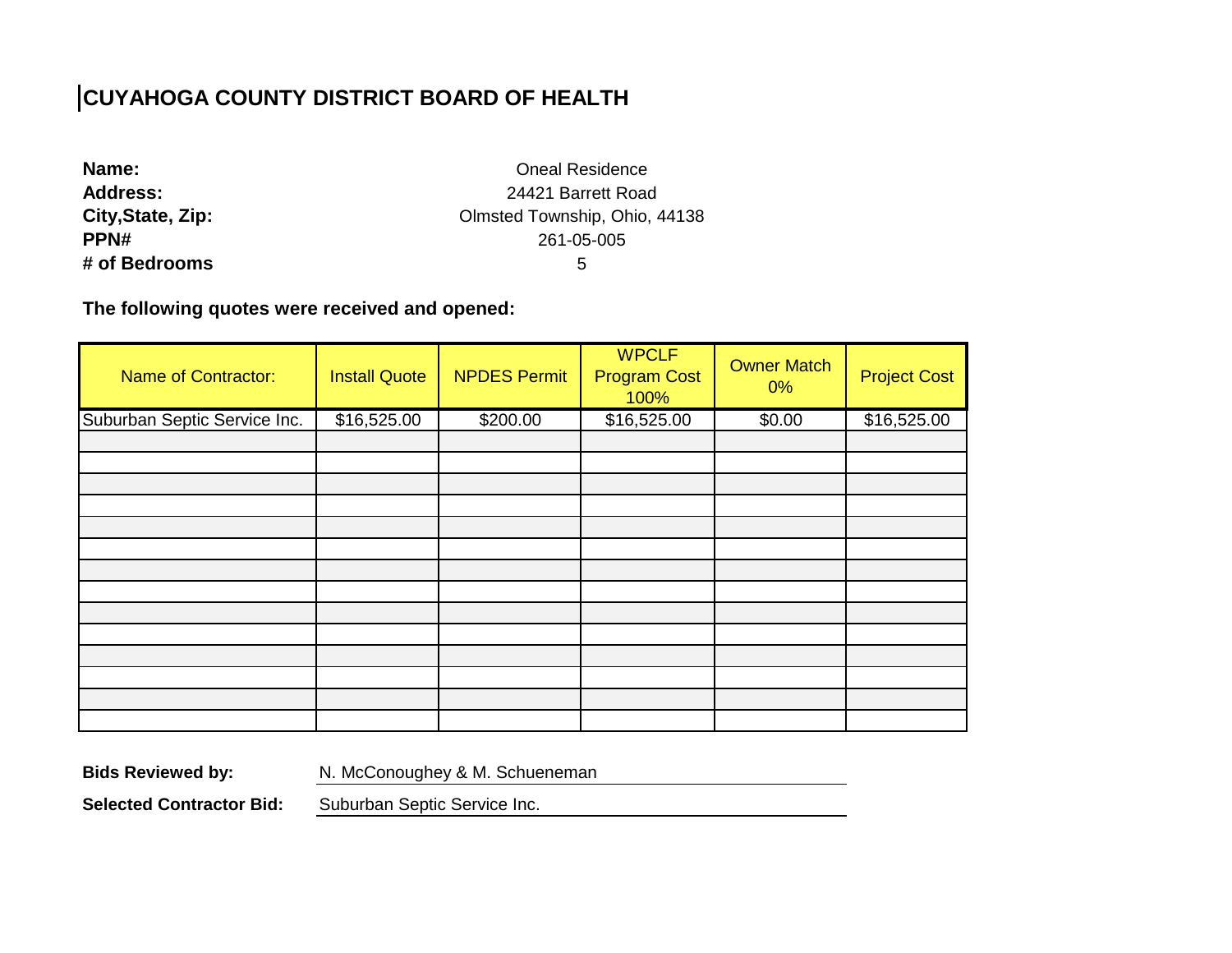# CUYAHOGA COUNTY DISTRICT BOARD OF HEALTH

**Name:** Oneal Residence
**Address:** 24421 Barrett Road
**City,State, Zip:** Olmsted Township, Ohio, 44138
**PPN#** 261-05-005
**# of Bedrooms** 5

**The following quotes were received and opened:**

| Name of Contractor: | Install Quote | NPDES Permit | WPCLF Program Cost 100% | Owner Match 0% | Project Cost |
|---|---|---|---|---|---|
| Suburban Septic Service Inc. | $16,525.00 | $200.00 | $16,525.00 | $0.00 | $16,525.00 |
| | | | | | |
| | | | | | |
| | | | | | |
| | | | | | |
| | | | | | |
| | | | | | |
| | | | | | |
| | | | | | |
| | | | | | |
| | | | | | |
| | | | | | |
| | | | | | |
| | | | | | |
| | | | | | |

**Bids Reviewed by:** N. McConoughey & M. Schueneman

**Selected Contractor Bid:** Suburban Septic Service Inc.